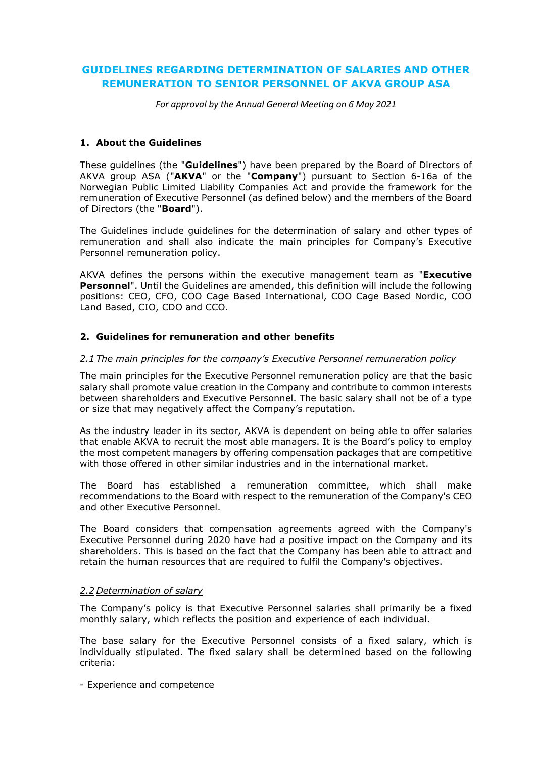# GUIDELINES REGARDING DETERMINATION OF SALARIES AND OTHER REMUNERATION TO SENIOR PERSONNEL OF AKVA GROUP ASA

*For approval by the Annual General Meeting on 6 May 2021*

## 1. About the Guidelines

These guidelines (the "**Guidelines**") have been prepared by the Board of Directors of AKVA group ASA ("**AKVA**" or the "**Company**") pursuant to Section 6-16a of the Norwegian Public Limited Liability Companies Act and provide the framework for the remuneration of Executive Personnel (as defined below) and the members of the Board of Directors (the "**Board**").

The Guidelines include guidelines for the determination of salary and other types of remuneration and shall also indicate the main principles for Company's Executive Personnel remuneration policy.

AKVA defines the persons within the executive management team as "**Executive Personnel**". Until the Guidelines are amended, this definition will include the following positions: CEO, CFO, COO Cage Based International, COO Cage Based Nordic, COO Land Based, CIO, CDO and CCO.

## 2. Guidelines for remuneration and other benefits

### *2.1 The main principles for the company's Executive Personnel remuneration policy*

The main principles for the Executive Personnel remuneration policy are that the basic salary shall promote value creation in the Company and contribute to common interests between shareholders and Executive Personnel. The basic salary shall not be of a type or size that may negatively affect the Company's reputation.

As the industry leader in its sector, AKVA is dependent on being able to offer salaries that enable AKVA to recruit the most able managers. It is the Board's policy to employ the most competent managers by offering compensation packages that are competitive with those offered in other similar industries and in the international market.

The Board has established a remuneration committee, which shall make recommendations to the Board with respect to the remuneration of the Company's CEO and other Executive Personnel.

The Board considers that compensation agreements agreed with the Company's Executive Personnel during 2020 have had a positive impact on the Company and its shareholders. This is based on the fact that the Company has been able to attract and retain the human resources that are required to fulfil the Company's objectives.

### *2.2 Determination of salary*

The Company's policy is that Executive Personnel salaries shall primarily be a fixed monthly salary, which reflects the position and experience of each individual.

The base salary for the Executive Personnel consists of a fixed salary, which is individually stipulated. The fixed salary shall be determined based on the following criteria:

- Experience and competence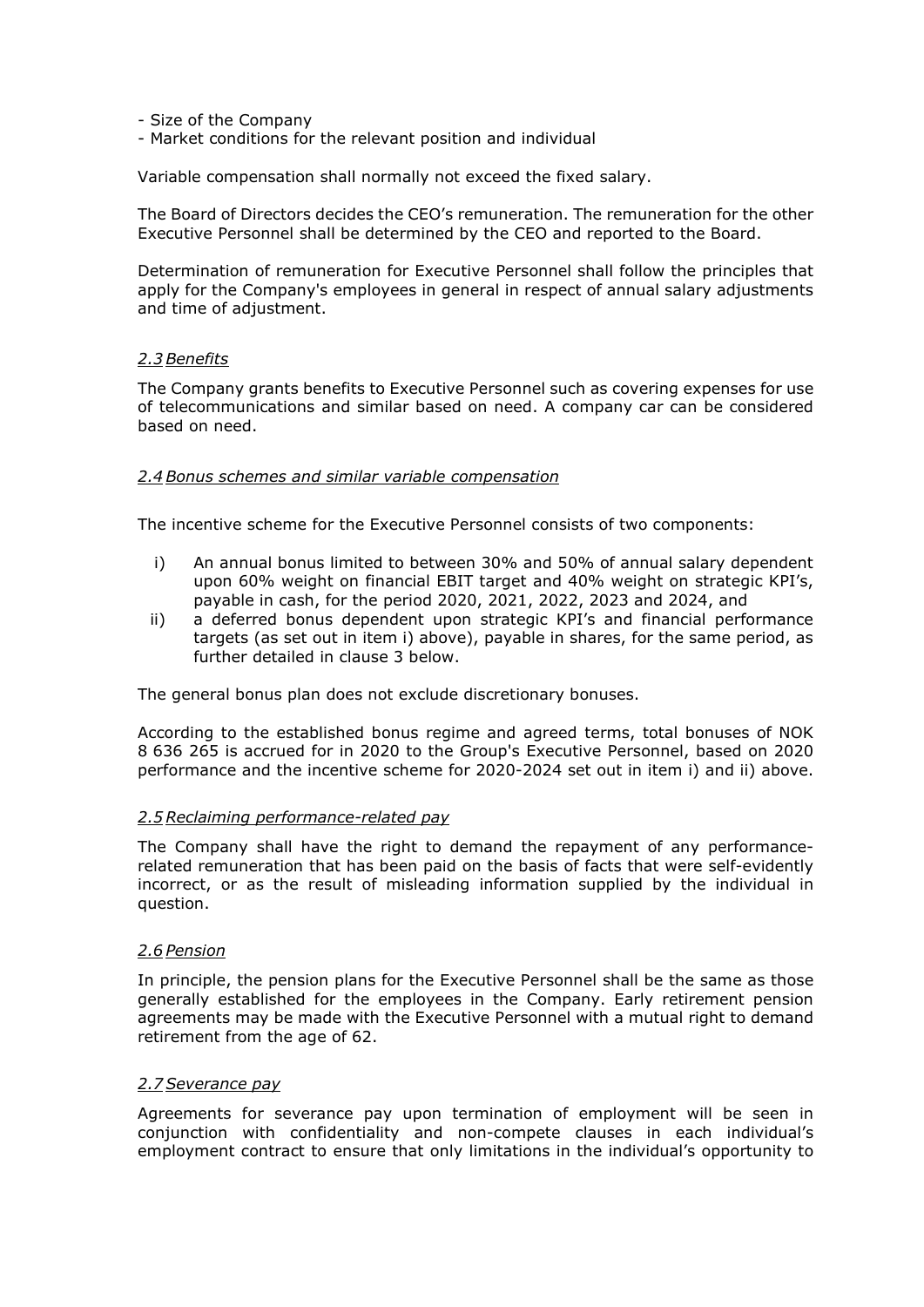- Size of the Company
- Market conditions for the relevant position and individual

Variable compensation shall normally not exceed the fixed salary.

The Board of Directors decides the CEO's remuneration. The remuneration for the other Executive Personnel shall be determined by the CEO and reported to the Board.

Determination of remuneration for Executive Personnel shall follow the principles that apply for the Company's employees in general in respect of annual salary adjustments and time of adjustment.

### *2.3 Benefits*

The Company grants benefits to Executive Personnel such as covering expenses for use of telecommunications and similar based on need. A company car can be considered based on need.

### *2.4 Bonus schemes and similar variable compensation*

The incentive scheme for the Executive Personnel consists of two components:

i) An annual bonus limited to between 30% and 50% of annual salary dependent upon 60% weight on financial EBIT target and 40% weight on strategic KPI's, payable in cash, for the period 2020, 2021, 2022, 2023 and 2024, and
ii) a deferred bonus dependent upon strategic KPI's and financial performance targets (as set out in item i) above), payable in shares, for the same period, as further detailed in clause 3 below.

The general bonus plan does not exclude discretionary bonuses.

According to the established bonus regime and agreed terms, total bonuses of NOK 8 636 265 is accrued for in 2020 to the Group's Executive Personnel, based on 2020 performance and the incentive scheme for 2020-2024 set out in item i) and ii) above.

### *2.5 Reclaiming performance-related pay*

The Company shall have the right to demand the repayment of any performance-related remuneration that has been paid on the basis of facts that were self-evidently incorrect, or as the result of misleading information supplied by the individual in question.

### *2.6 Pension*

In principle, the pension plans for the Executive Personnel shall be the same as those generally established for the employees in the Company. Early retirement pension agreements may be made with the Executive Personnel with a mutual right to demand retirement from the age of 62.

### *2.7 Severance pay*

Agreements for severance pay upon termination of employment will be seen in conjunction with confidentiality and non-compete clauses in each individual's employment contract to ensure that only limitations in the individual's opportunity to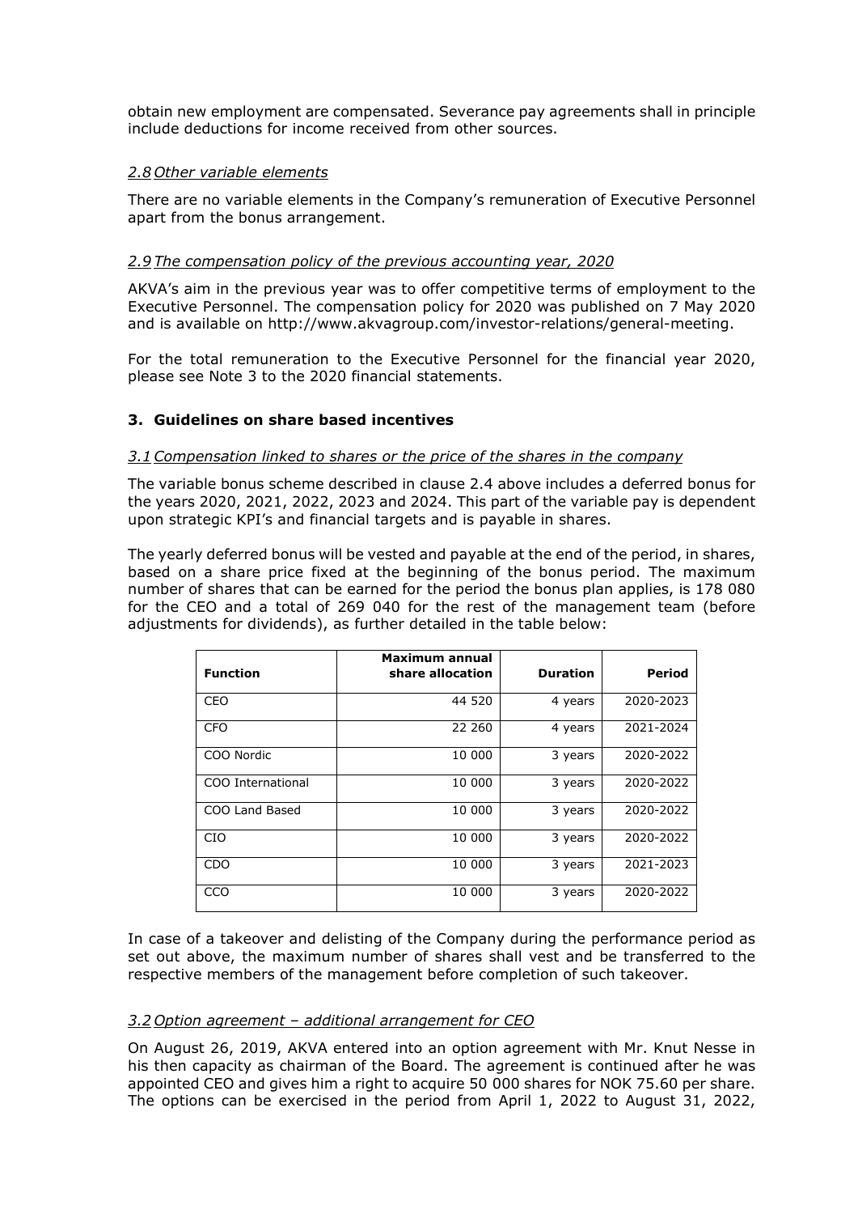obtain new employment are compensated. Severance pay agreements shall in principle include deductions for income received from other sources.

### *2.8 Other variable elements*

There are no variable elements in the Company's remuneration of Executive Personnel apart from the bonus arrangement.

### *2.9 The compensation policy of the previous accounting year, 2020*

AKVA's aim in the previous year was to offer competitive terms of employment to the Executive Personnel. The compensation policy for 2020 was published on 7 May 2020 and is available on http://www.akvagroup.com/investor-relations/general-meeting.

For the total remuneration to the Executive Personnel for the financial year 2020, please see Note 3 to the 2020 financial statements.

## 3. Guidelines on share based incentives

### *3.1 Compensation linked to shares or the price of the shares in the company*

The variable bonus scheme described in clause 2.4 above includes a deferred bonus for the years 2020, 2021, 2022, 2023 and 2024. This part of the variable pay is dependent upon strategic KPI's and financial targets and is payable in shares.

The yearly deferred bonus will be vested and payable at the end of the period, in shares, based on a share price fixed at the beginning of the bonus period. The maximum number of shares that can be earned for the period the bonus plan applies, is 178 080 for the CEO and a total of 269 040 for the rest of the management team (before adjustments for dividends), as further detailed in the table below:

| Function | Maximum annual share allocation | Duration | Period |
|---|---:|---:|---:|
| CEO | 44 520 | 4 years | 2020-2023 |
| CFO | 22 260 | 4 years | 2021-2024 |
| COO Nordic | 10 000 | 3 years | 2020-2022 |
| COO International | 10 000 | 3 years | 2020-2022 |
| COO Land Based | 10 000 | 3 years | 2020-2022 |
| CIO | 10 000 | 3 years | 2020-2022 |
| CDO | 10 000 | 3 years | 2021-2023 |
| CCO | 10 000 | 3 years | 2020-2022 |

In case of a takeover and delisting of the Company during the performance period as set out above, the maximum number of shares shall vest and be transferred to the respective members of the management before completion of such takeover.

### *3.2 Option agreement – additional arrangement for CEO*

On August 26, 2019, AKVA entered into an option agreement with Mr. Knut Nesse in his then capacity as chairman of the Board. The agreement is continued after he was appointed CEO and gives him a right to acquire 50 000 shares for NOK 75.60 per share. The options can be exercised in the period from April 1, 2022 to August 31, 2022,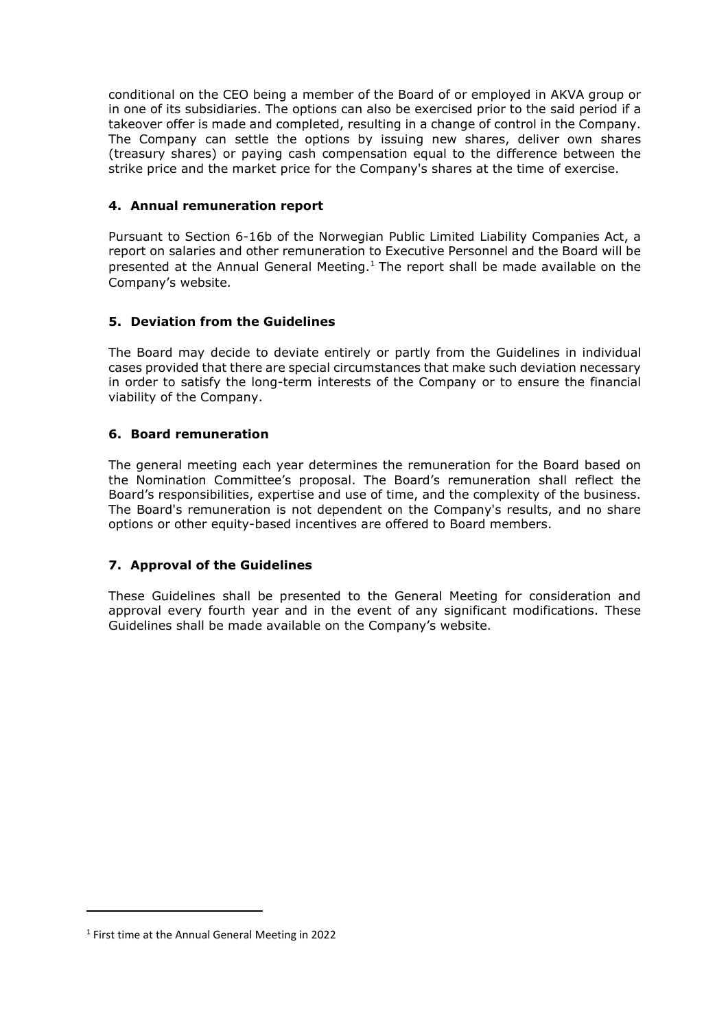conditional on the CEO being a member of the Board of or employed in AKVA group or in one of its subsidiaries. The options can also be exercised prior to the said period if a takeover offer is made and completed, resulting in a change of control in the Company. The Company can settle the options by issuing new shares, deliver own shares (treasury shares) or paying cash compensation equal to the difference between the strike price and the market price for the Company's shares at the time of exercise.

## 4. Annual remuneration report

Pursuant to Section 6-16b of the Norwegian Public Limited Liability Companies Act, a report on salaries and other remuneration to Executive Personnel and the Board will be presented at the Annual General Meeting.[1] The report shall be made available on the Company's website.

## 5. Deviation from the Guidelines

The Board may decide to deviate entirely or partly from the Guidelines in individual cases provided that there are special circumstances that make such deviation necessary in order to satisfy the long-term interests of the Company or to ensure the financial viability of the Company.

## 6. Board remuneration

The general meeting each year determines the remuneration for the Board based on the Nomination Committee's proposal. The Board's remuneration shall reflect the Board's responsibilities, expertise and use of time, and the complexity of the business. The Board's remuneration is not dependent on the Company's results, and no share options or other equity-based incentives are offered to Board members.

## 7. Approval of the Guidelines

These Guidelines shall be presented to the General Meeting for consideration and approval every fourth year and in the event of any significant modifications. These Guidelines shall be made available on the Company's website.

---

[1] First time at the Annual General Meeting in 2022